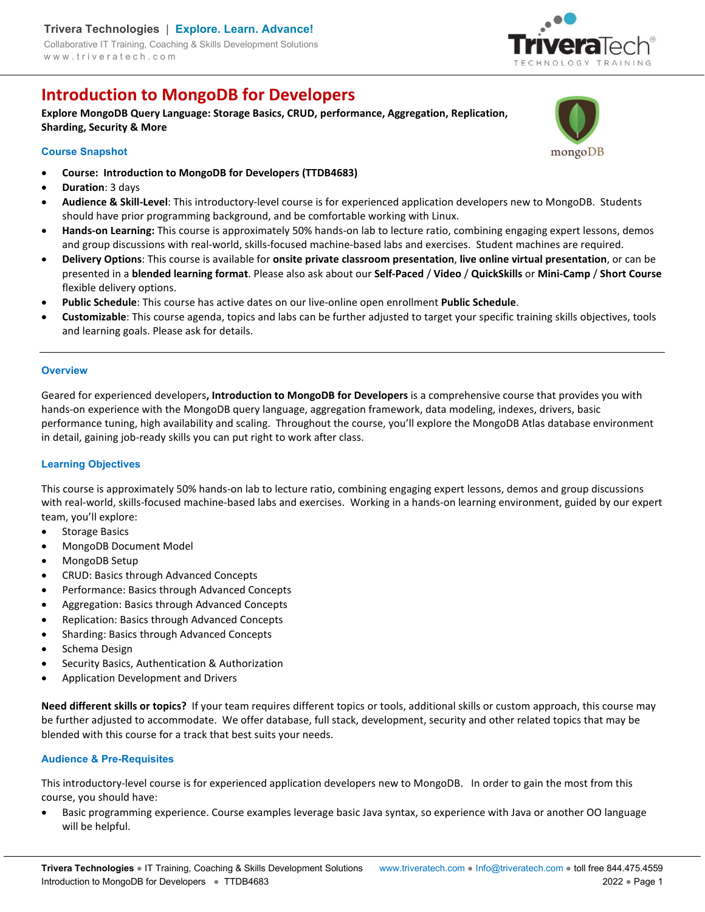# Introduction to MongoDB for Developers

**Explore MongoDB Query Language: Storage Basics, CRUD, performance, Aggregation, Replication, Sharding, Security & More**

## Course Snapshot

- **Course: Introduction to MongoDB for Developers (TTDB4683)**
- **Duration**: 3 days
- **Audience & Skill-Level**: This introductory-level course is for experienced application developers new to MongoDB. Students should have prior programming background, and be comfortable working with Linux.
- **Hands-on Learning:** This course is approximately 50% hands-on lab to lecture ratio, combining engaging expert lessons, demos and group discussions with real-world, skills-focused machine-based labs and exercises. Student machines are required.
- **Delivery Options**: This course is available for **onsite private classroom presentation**, **live online virtual presentation**, or can be presented in a **blended learning format**. Please also ask about our **Self-Paced** / **Video** / **QuickSkills** or **Mini-Camp** / **Short Course** flexible delivery options.
- **Public Schedule**: This course has active dates on our live-online open enrollment **Public Schedule**.
- **Customizable**: This course agenda, topics and labs can be further adjusted to target your specific training skills objectives, tools and learning goals. Please ask for details.

## Overview

Geared for experienced developers**, Introduction to MongoDB for Developers** is a comprehensive course that provides you with hands-on experience with the MongoDB query language, aggregation framework, data modeling, indexes, drivers, basic performance tuning, high availability and scaling. Throughout the course, you'll explore the MongoDB Atlas database environment in detail, gaining job-ready skills you can put right to work after class.

## Learning Objectives

This course is approximately 50% hands-on lab to lecture ratio, combining engaging expert lessons, demos and group discussions with real-world, skills-focused machine-based labs and exercises. Working in a hands-on learning environment, guided by our expert team, you'll explore:

- Storage Basics
- MongoDB Document Model
- MongoDB Setup
- CRUD: Basics through Advanced Concepts
- Performance: Basics through Advanced Concepts
- Aggregation: Basics through Advanced Concepts
- Replication: Basics through Advanced Concepts
- Sharding: Basics through Advanced Concepts
- Schema Design
- Security Basics, Authentication & Authorization
- Application Development and Drivers

**Need different skills or topics?** If your team requires different topics or tools, additional skills or custom approach, this course may be further adjusted to accommodate. We offer database, full stack, development, security and other related topics that may be blended with this course for a track that best suits your needs.

## Audience & Pre-Requisites

This introductory-level course is for experienced application developers new to MongoDB. In order to gain the most from this course, you should have:

- Basic programming experience. Course examples leverage basic Java syntax, so experience with Java or another OO language will be helpful.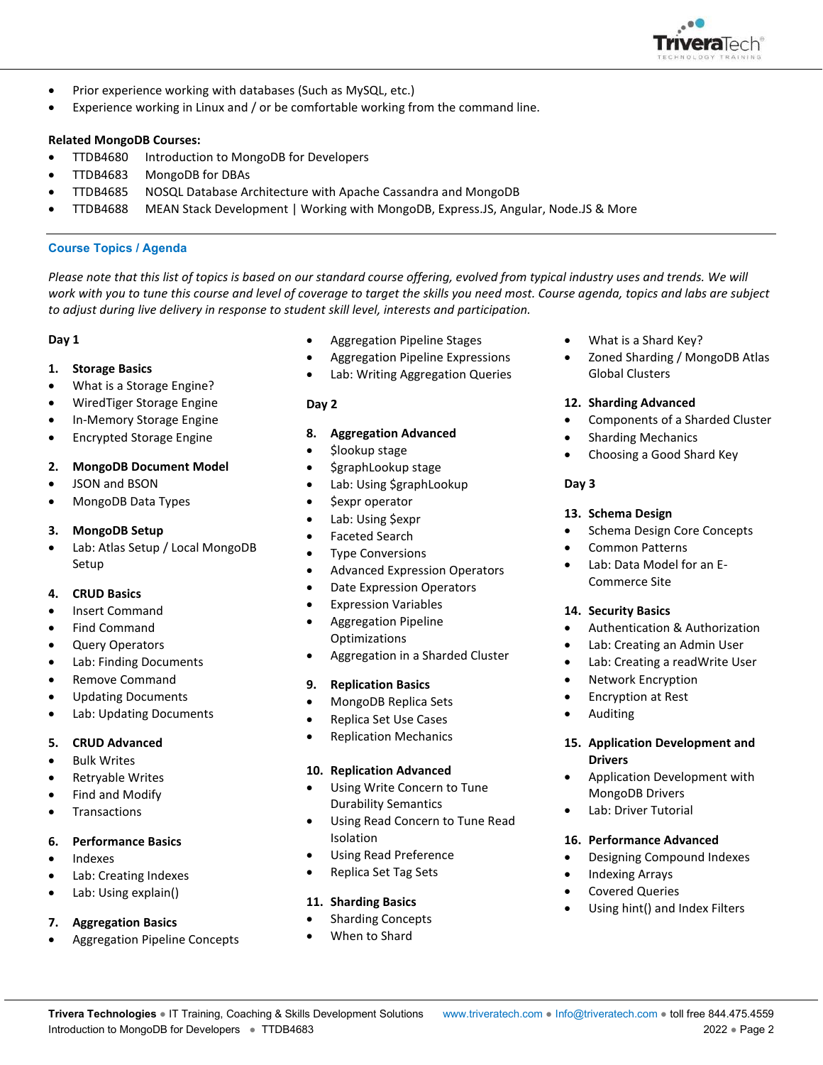- Prior experience working with databases (Such as MySQL, etc.)
- Experience working in Linux and / or be comfortable working from the command line.

**Related MongoDB Courses:**

- TTDB4680 Introduction to MongoDB for Developers
- TTDB4683 MongoDB for DBAs
- TTDB4685 NOSQL Database Architecture with Apache Cassandra and MongoDB
- TTDB4688 MEAN Stack Development | Working with MongoDB, Express.JS, Angular, Node.JS & More

## Course Topics / Agenda

*Please note that this list of topics is based on our standard course offering, evolved from typical industry uses and trends. We will work with you to tune this course and level of coverage to target the skills you need most. Course agenda, topics and labs are subject to adjust during live delivery in response to student skill level, interests and participation.*

### Day 1

**1. Storage Basics**

- What is a Storage Engine?
- WiredTiger Storage Engine
- In-Memory Storage Engine
- Encrypted Storage Engine

**2. MongoDB Document Model**

- JSON and BSON
- MongoDB Data Types

**3. MongoDB Setup**

- Lab: Atlas Setup / Local MongoDB Setup

**4. CRUD Basics**

- Insert Command
- Find Command
- Query Operators
- Lab: Finding Documents
- Remove Command
- Updating Documents
- Lab: Updating Documents

**5. CRUD Advanced**

- Bulk Writes
- Retryable Writes
- Find and Modify
- Transactions

**6. Performance Basics**

- Indexes
- Lab: Creating Indexes
- Lab: Using explain()

**7. Aggregation Basics**

- Aggregation Pipeline Concepts
- Aggregation Pipeline Stages
- Aggregation Pipeline Expressions
- Lab: Writing Aggregation Queries

### Day 2

**8. Aggregation Advanced**

- $lookup stage
- $graphLookup stage
- Lab: Using $graphLookup
- $expr operator
- Lab: Using $expr
- Faceted Search
- Type Conversions
- Advanced Expression Operators
- Date Expression Operators
- Expression Variables
- Aggregation Pipeline Optimizations
- Aggregation in a Sharded Cluster

**9. Replication Basics**

- MongoDB Replica Sets
- Replica Set Use Cases
- Replication Mechanics

**10. Replication Advanced**

- Using Write Concern to Tune Durability Semantics
- Using Read Concern to Tune Read Isolation
- Using Read Preference
- Replica Set Tag Sets

**11. Sharding Basics**

- Sharding Concepts
- When to Shard
- What is a Shard Key?
- Zoned Sharding / MongoDB Atlas Global Clusters

**12. Sharding Advanced**

- Components of a Sharded Cluster
- Sharding Mechanics
- Choosing a Good Shard Key

### Day 3

**13. Schema Design**

- Schema Design Core Concepts
- Common Patterns
- Lab: Data Model for an E-Commerce Site

**14. Security Basics**

- Authentication & Authorization
- Lab: Creating an Admin User
- Lab: Creating a readWrite User
- Network Encryption
- Encryption at Rest
- Auditing

**15. Application Development and Drivers**

- Application Development with MongoDB Drivers
- Lab: Driver Tutorial

**16. Performance Advanced**

- Designing Compound Indexes
- Indexing Arrays
- Covered Queries
- Using hint() and Index Filters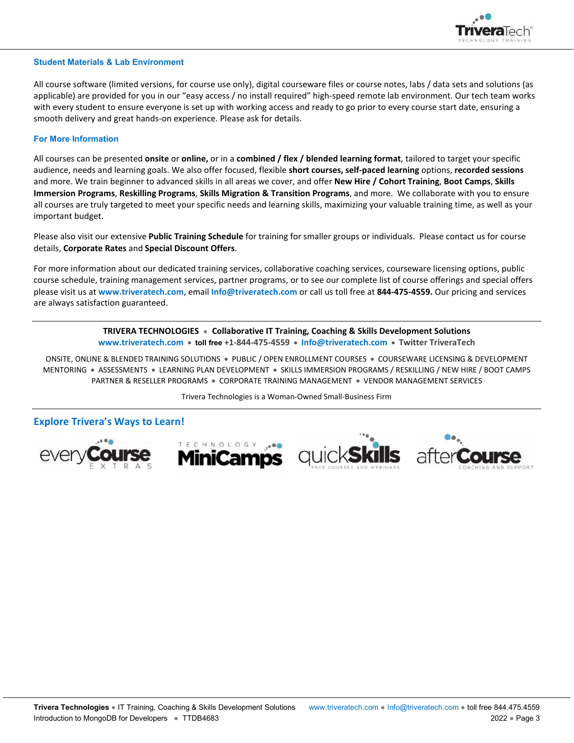## Student Materials & Lab Environment

All course software (limited versions, for course use only), digital courseware files or course notes, labs / data sets and solutions (as applicable) are provided for you in our "easy access / no install required" high-speed remote lab environment. Our tech team works with every student to ensure everyone is set up with working access and ready to go prior to every course start date, ensuring a smooth delivery and great hands-on experience. Please ask for details.

## For More Information

All courses can be presented **onsite** or **online,** or in a **combined / flex / blended learning format**, tailored to target your specific audience, needs and learning goals. We also offer focused, flexible **short courses, self-paced learning** options, **recorded sessions** and more. We train beginner to advanced skills in all areas we cover, and offer **New Hire / Cohort Training**, **Boot Camps**, **Skills Immersion Programs**, **Reskilling Programs**, **Skills Migration & Transition Programs**, and more. We collaborate with you to ensure all courses are truly targeted to meet your specific needs and learning skills, maximizing your valuable training time, as well as your important budget.

Please also visit our extensive **Public Training Schedule** for training for smaller groups or individuals. Please contact us for course details, **Corporate Rates** and **Special Discount Offers**.

For more information about our dedicated training services, collaborative coaching services, courseware licensing options, public course schedule, training management services, partner programs, or to see our complete list of course offerings and special offers please visit us at **www.triveratech.com**, email **Info@triveratech.com** or call us toll free at **844-475-4559.** Our pricing and services are always satisfaction guaranteed.

---

**TRIVERA TECHNOLOGIES • Collaborative IT Training, Coaching & Skills Development Solutions**
**www.triveratech.com • toll free +1-844-475-4559 • Info@triveratech.com • Twitter TriveraTech**

ONSITE, ONLINE & BLENDED TRAINING SOLUTIONS • PUBLIC / OPEN ENROLLMENT COURSES • COURSEWARE LICENSING & DEVELOPMENT
MENTORING • ASSESSMENTS • LEARNING PLAN DEVELOPMENT • SKILLS IMMERSION PROGRAMS / RESKILLING / NEW HIRE / BOOT CAMPS
PARTNER & RESELLER PROGRAMS • CORPORATE TRAINING MANAGEMENT • VENDOR MANAGEMENT SERVICES

Trivera Technologies is a Woman-Owned Small-Business Firm

---

## Explore Trivera's Ways to Learn!

everyCourse EXTRAS • TECHNOLOGY MiniCamps • quickSkills FREE COURSES AND WEBINARS • afterCourse COACHING AND SUPPORT